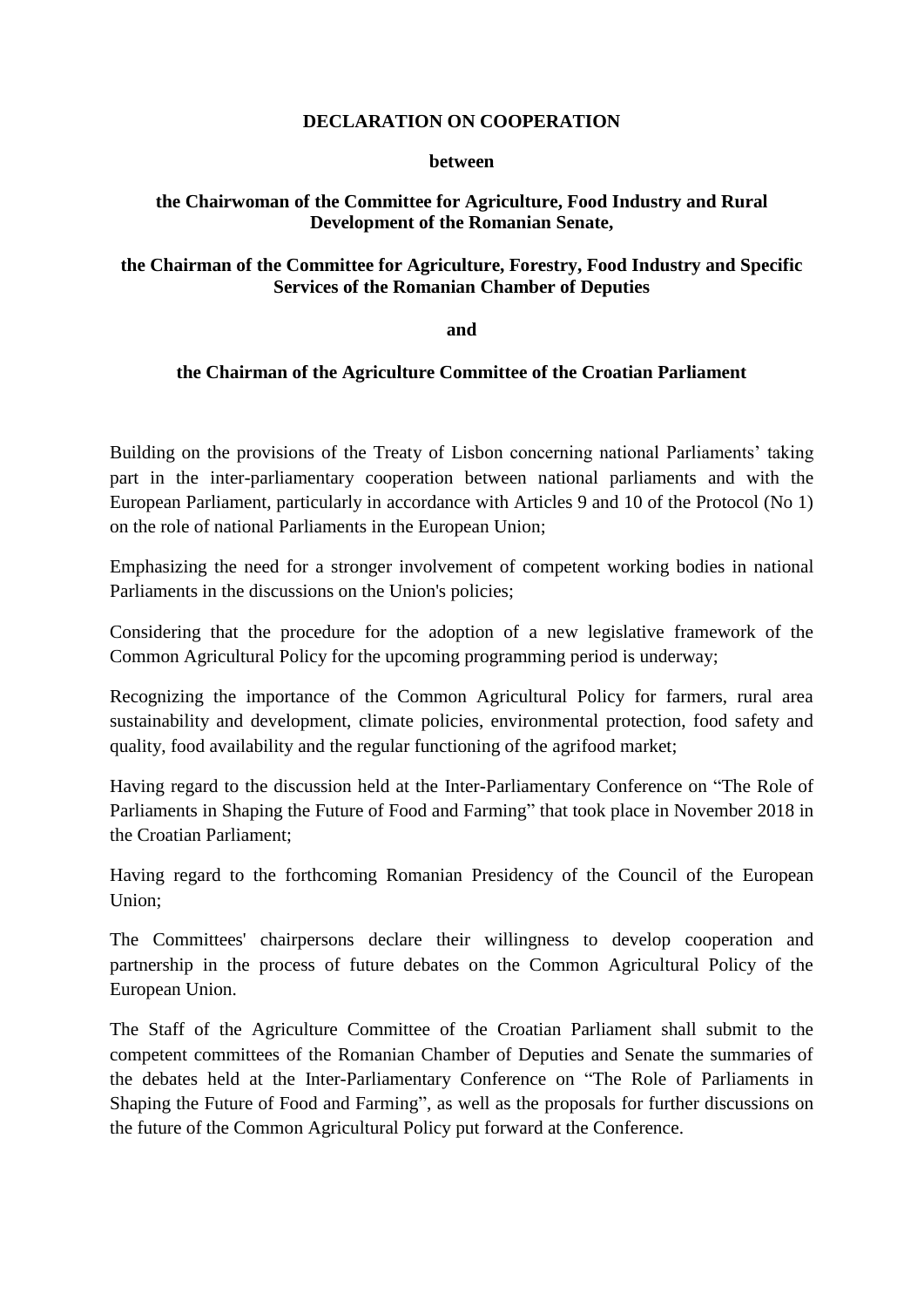**DECLARATION ON COOPERATION**

**between**

**the Chairwoman of the Committee for Agriculture, Food Industry and Rural Development of the Romanian Senate,**

**the Chairman of the Committee for Agriculture, Forestry, Food Industry and Specific Services of the Romanian Chamber of Deputies**

**and**

**the Chairman of the Agriculture Committee of the Croatian Parliament**

Building on the provisions of the Treaty of Lisbon concerning national Parliaments' taking part in the inter-parliamentary cooperation between national parliaments and with the European Parliament, particularly in accordance with Articles 9 and 10 of the Protocol (No 1) on the role of national Parliaments in the European Union;

Emphasizing the need for a stronger involvement of competent working bodies in national Parliaments in the discussions on the Union's policies;

Considering that the procedure for the adoption of a new legislative framework of the Common Agricultural Policy for the upcoming programming period is underway;

Recognizing the importance of the Common Agricultural Policy for farmers, rural area sustainability and development, climate policies, environmental protection, food safety and quality, food availability and the regular functioning of the agrifood market;

Having regard to the discussion held at the Inter-Parliamentary Conference on "The Role of Parliaments in Shaping the Future of Food and Farming" that took place in November 2018 in the Croatian Parliament;

Having regard to the forthcoming Romanian Presidency of the Council of the European Union;

The Committees' chairpersons declare their willingness to develop cooperation and partnership in the process of future debates on the Common Agricultural Policy of the European Union.

The Staff of the Agriculture Committee of the Croatian Parliament shall submit to the competent committees of the Romanian Chamber of Deputies and Senate the summaries of the debates held at the Inter-Parliamentary Conference on "The Role of Parliaments in Shaping the Future of Food and Farming", as well as the proposals for further discussions on the future of the Common Agricultural Policy put forward at the Conference.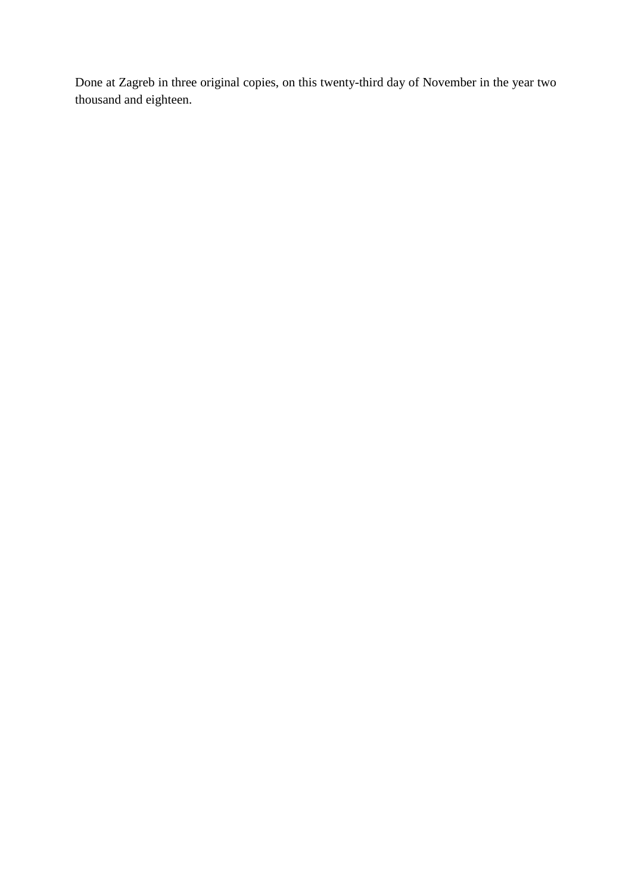Done at Zagreb in three original copies, on this twenty-third day of November in the year two thousand and eighteen.